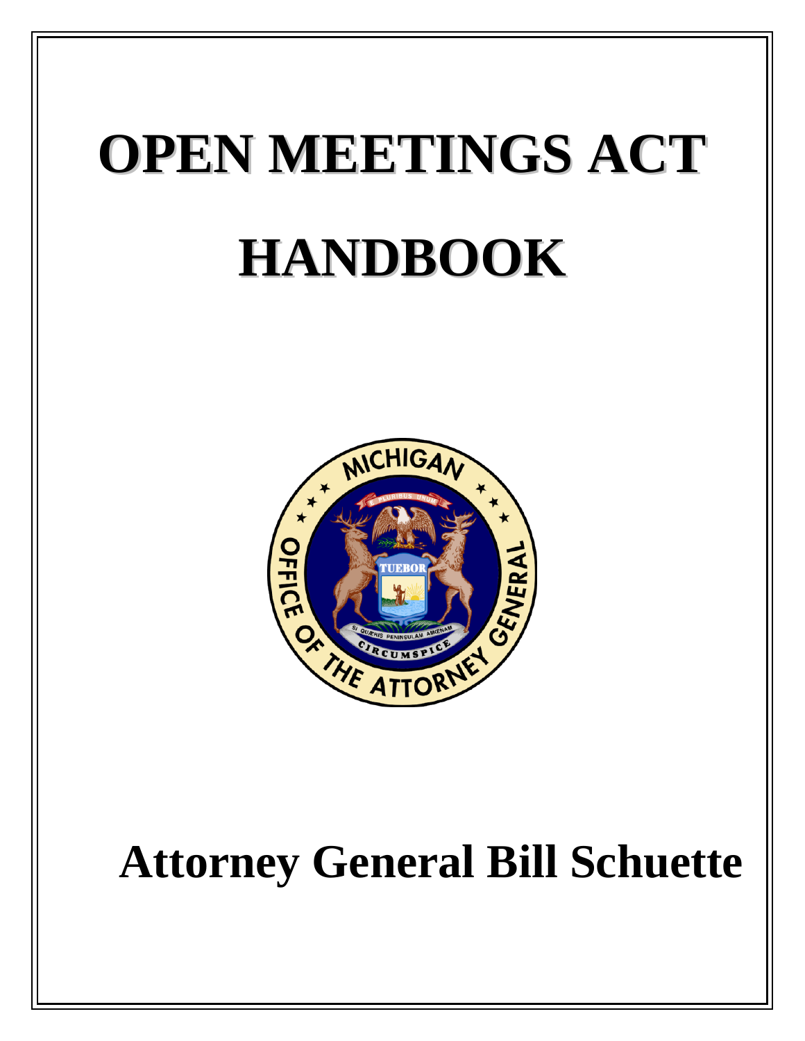# OPEN MEETINGS ACT HANDBOOK

**Attorney General Bill Schuette**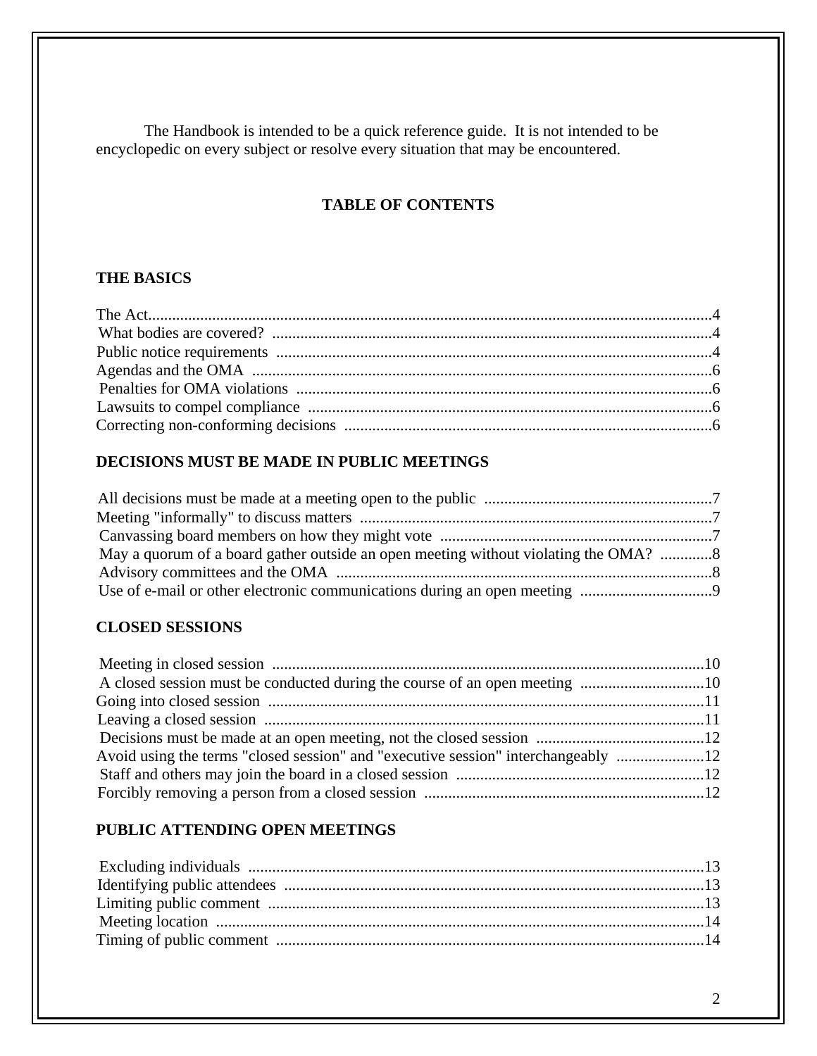The Handbook is intended to be a quick reference guide. It is not intended to be encyclopedic on every subject or resolve every situation that may be encountered.

## TABLE OF CONTENTS

### THE BASICS

The Act....................................................................................................4
What bodies are covered? ..........................................................................4
Public notice requirements ........................................................................4
Agendas and the OMA ..............................................................................6
Penalties for OMA violations .....................................................................6
Lawsuits to compel compliance ..................................................................6
Correcting non-conforming decisions ...........................................................6

### DECISIONS MUST BE MADE IN PUBLIC MEETINGS

All decisions must be made at a meeting open to the public ............................7
Meeting "informally" to discuss matters .......................................................7
Canvassing board members on how they might vote ......................................7
May a quorum of a board gather outside an open meeting without violating the OMA? ............8
Advisory committees and the OMA ..............................................................8
Use of e-mail or other electronic communications during an open meeting ..............9

### CLOSED SESSIONS

Meeting in closed session ..........................................................................10
A closed session must be conducted during the course of an open meeting ..............10
Going into closed session ..........................................................................11
Leaving a closed session ..........................................................................11
Decisions must be made at an open meeting, not the closed session .....................12
Avoid using the terms "closed session" and "executive session" interchangeably ...........12
Staff and others may join the board in a closed session ..................................12
Forcibly removing a person from a closed session ..........................................12

### PUBLIC ATTENDING OPEN MEETINGS

Excluding individuals ...............................................................................13
Identifying public attendees .......................................................................13
Limiting public comment ...........................................................................13
Meeting location .....................................................................................14
Timing of public comment .........................................................................14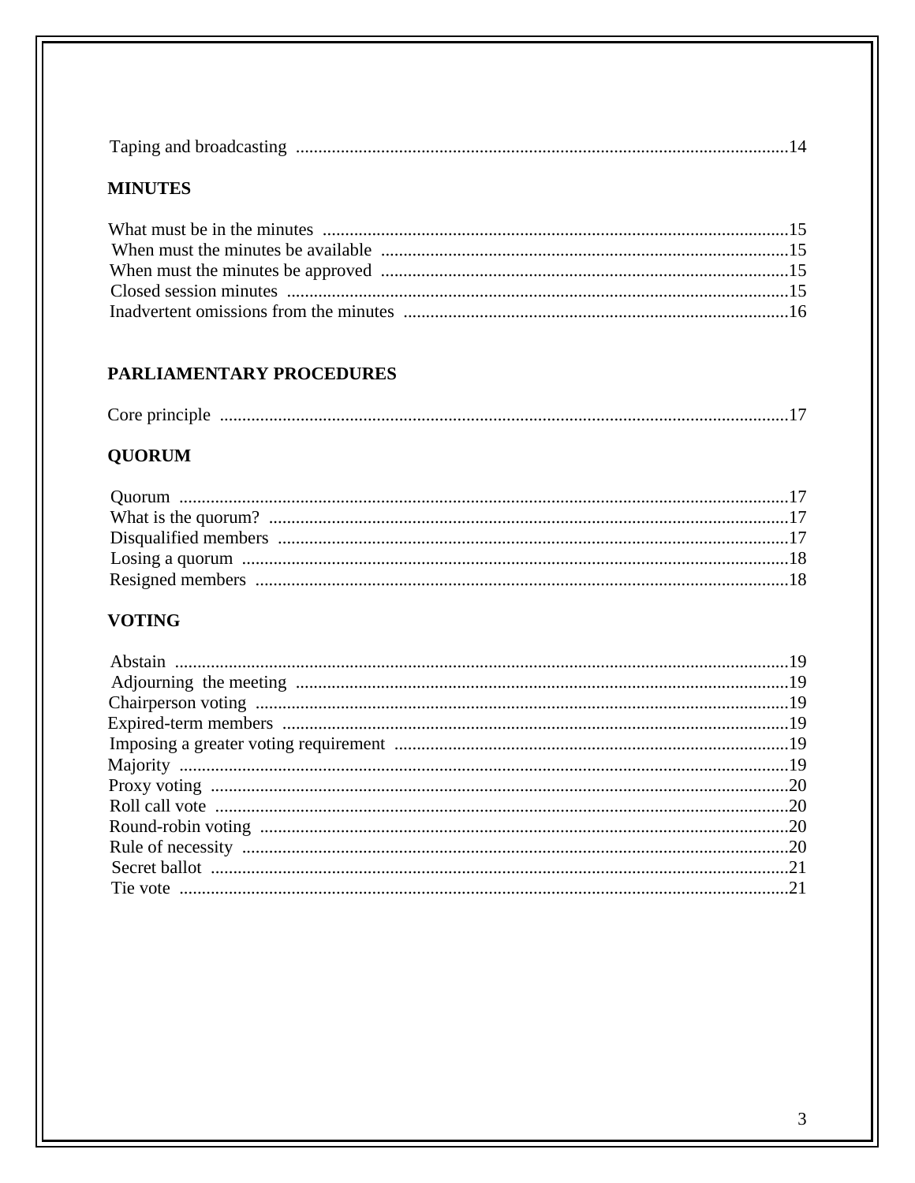Taping and broadcasting ..... 14

**MINUTES**

What must be in the minutes ..... 15
When must the minutes be available ..... 15
When must the minutes be approved ..... 15
Closed session minutes ..... 15
Inadvertent omissions from the minutes ..... 16

**PARLIAMENTARY PROCEDURES**

Core principle ..... 17

**QUORUM**

Quorum ..... 17
What is the quorum? ..... 17
Disqualified members ..... 17
Losing a quorum ..... 18
Resigned members ..... 18

**VOTING**

Abstain ..... 19
Adjourning the meeting ..... 19
Chairperson voting ..... 19
Expired-term members ..... 19
Imposing a greater voting requirement ..... 19
Majority ..... 19
Proxy voting ..... 20
Roll call vote ..... 20
Round-robin voting ..... 20
Rule of necessity ..... 20
Secret ballot ..... 21
Tie vote ..... 21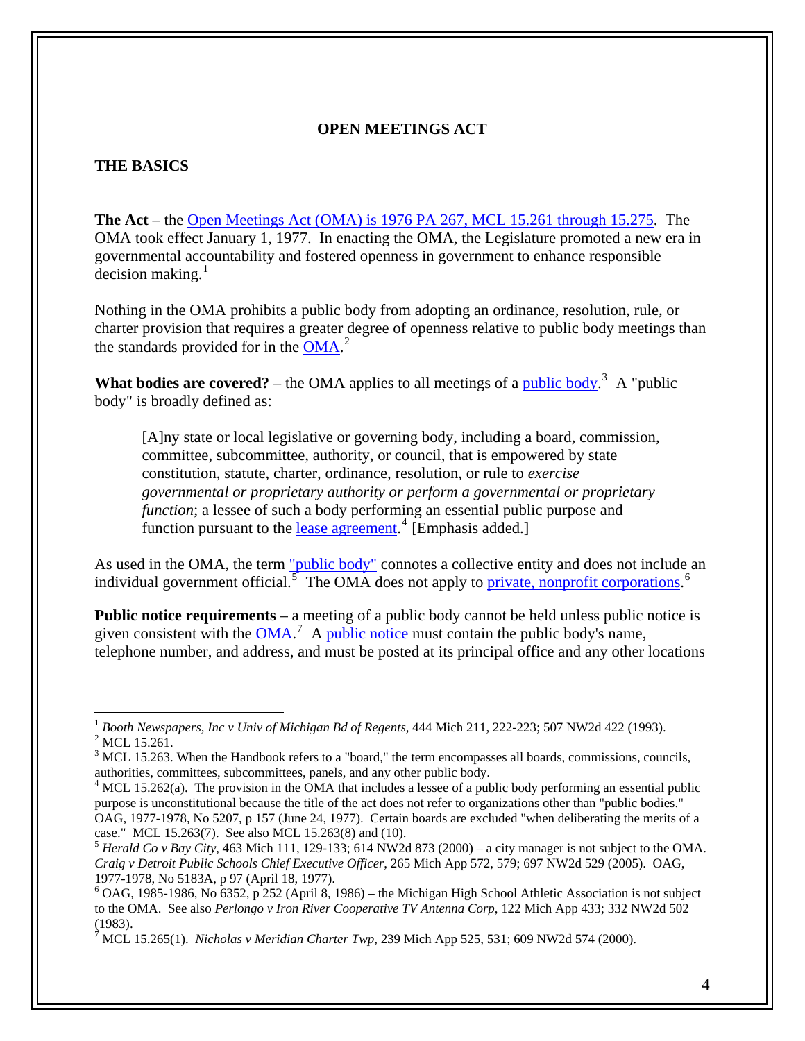# OPEN MEETINGS ACT

## THE BASICS

**The Act** – the Open Meetings Act (OMA) is 1976 PA 267, MCL 15.261 through 15.275. The OMA took effect January 1, 1977. In enacting the OMA, the Legislature promoted a new era in governmental accountability and fostered openness in government to enhance responsible decision making.[1]

Nothing in the OMA prohibits a public body from adopting an ordinance, resolution, rule, or charter provision that requires a greater degree of openness relative to public body meetings than the standards provided for in the OMA.[2]

**What bodies are covered?** – the OMA applies to all meetings of a public body.[3] A "public body" is broadly defined as:

> [A]ny state or local legislative or governing body, including a board, commission, committee, subcommittee, authority, or council, that is empowered by state constitution, statute, charter, ordinance, resolution, or rule to *exercise governmental or proprietary authority or perform a governmental or proprietary function*; a lessee of such a body performing an essential public purpose and function pursuant to the lease agreement.[4] [Emphasis added.]

As used in the OMA, the term "public body" connotes a collective entity and does not include an individual government official.[5] The OMA does not apply to private, nonprofit corporations.[6]

**Public notice requirements** – a meeting of a public body cannot be held unless public notice is given consistent with the OMA.[7] A public notice must contain the public body's name, telephone number, and address, and must be posted at its principal office and any other locations

---

[1] *Booth Newspapers, Inc v Univ of Michigan Bd of Regents*, 444 Mich 211, 222-223; 507 NW2d 422 (1993).

[2] MCL 15.261.

[3] MCL 15.263. When the Handbook refers to a "board," the term encompasses all boards, commissions, councils, authorities, committees, subcommittees, panels, and any other public body.

[4] MCL 15.262(a). The provision in the OMA that includes a lessee of a public body performing an essential public purpose is unconstitutional because the title of the act does not refer to organizations other than "public bodies." OAG, 1977-1978, No 5207, p 157 (June 24, 1977). Certain boards are excluded "when deliberating the merits of a case." MCL 15.263(7). See also MCL 15.263(8) and (10).

[5] *Herald Co v Bay City*, 463 Mich 111, 129-133; 614 NW2d 873 (2000) – a city manager is not subject to the OMA. *Craig v Detroit Public Schools Chief Executive Officer*, 265 Mich App 572, 579; 697 NW2d 529 (2005). OAG, 1977-1978, No 5183A, p 97 (April 18, 1977).

[6] OAG, 1985-1986, No 6352, p 252 (April 8, 1986) – the Michigan High School Athletic Association is not subject to the OMA. See also *Perlongo v Iron River Cooperative TV Antenna Corp*, 122 Mich App 433; 332 NW2d 502 (1983).

[7] MCL 15.265(1). *Nicholas v Meridian Charter Twp*, 239 Mich App 525, 531; 609 NW2d 574 (2000).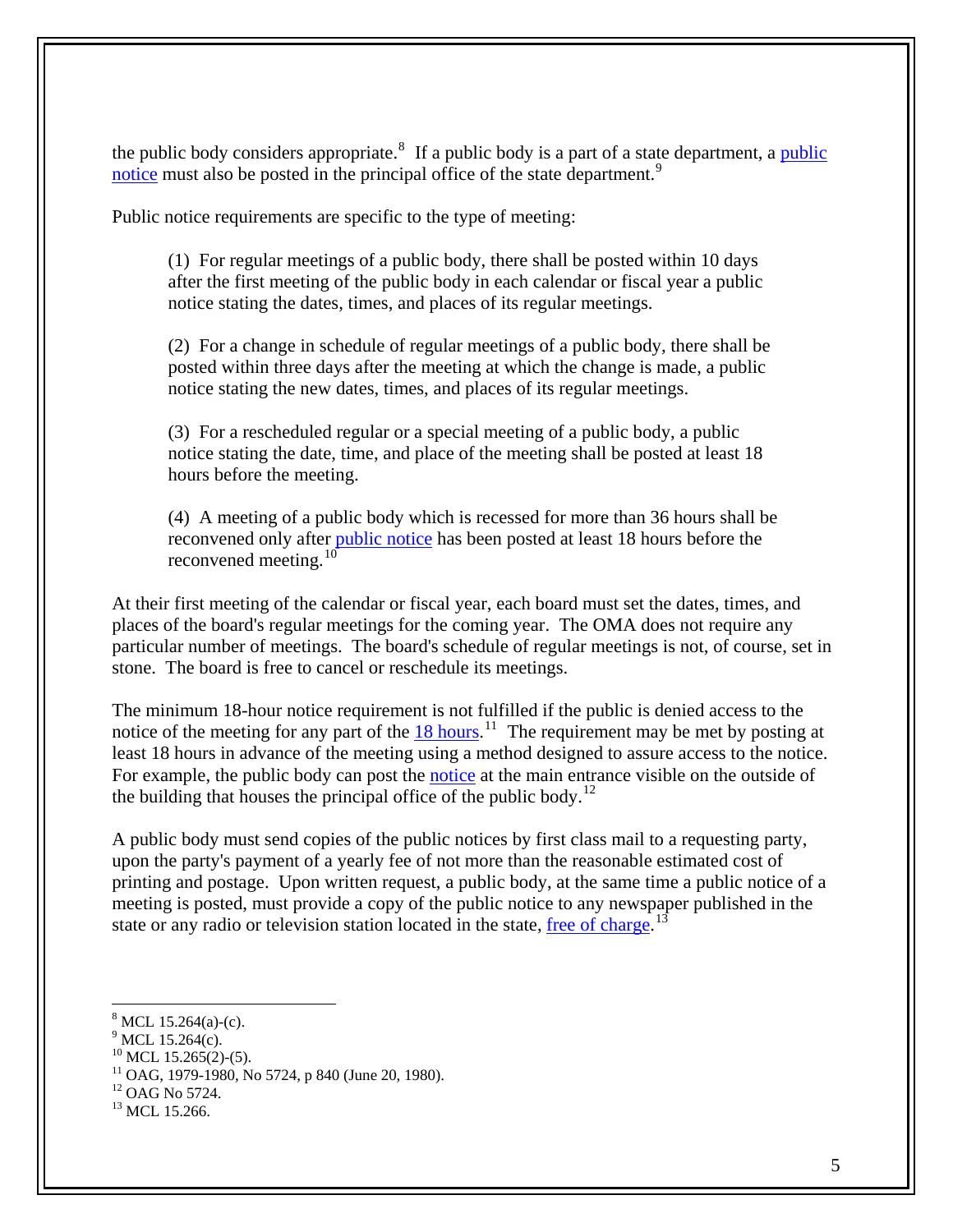the public body considers appropriate.[8] If a public body is a part of a state department, a public notice must also be posted in the principal office of the state department.[9]

Public notice requirements are specific to the type of meeting:

> (1) For regular meetings of a public body, there shall be posted within 10 days after the first meeting of the public body in each calendar or fiscal year a public notice stating the dates, times, and places of its regular meetings.
>
> (2) For a change in schedule of regular meetings of a public body, there shall be posted within three days after the meeting at which the change is made, a public notice stating the new dates, times, and places of its regular meetings.
>
> (3) For a rescheduled regular or a special meeting of a public body, a public notice stating the date, time, and place of the meeting shall be posted at least 18 hours before the meeting.
>
> (4) A meeting of a public body which is recessed for more than 36 hours shall be reconvened only after public notice has been posted at least 18 hours before the reconvened meeting.[10]

At their first meeting of the calendar or fiscal year, each board must set the dates, times, and places of the board's regular meetings for the coming year. The OMA does not require any particular number of meetings. The board's schedule of regular meetings is not, of course, set in stone. The board is free to cancel or reschedule its meetings.

The minimum 18-hour notice requirement is not fulfilled if the public is denied access to the notice of the meeting for any part of the 18 hours.[11] The requirement may be met by posting at least 18 hours in advance of the meeting using a method designed to assure access to the notice. For example, the public body can post the notice at the main entrance visible on the outside of the building that houses the principal office of the public body.[12]

A public body must send copies of the public notices by first class mail to a requesting party, upon the party's payment of a yearly fee of not more than the reasonable estimated cost of printing and postage. Upon written request, a public body, at the same time a public notice of a meeting is posted, must provide a copy of the public notice to any newspaper published in the state or any radio or television station located in the state, free of charge.[13]

---

[8] MCL 15.264(a)-(c).
[9] MCL 15.264(c).
[10] MCL 15.265(2)-(5).
[11] OAG, 1979-1980, No 5724, p 840 (June 20, 1980).
[12] OAG No 5724.
[13] MCL 15.266.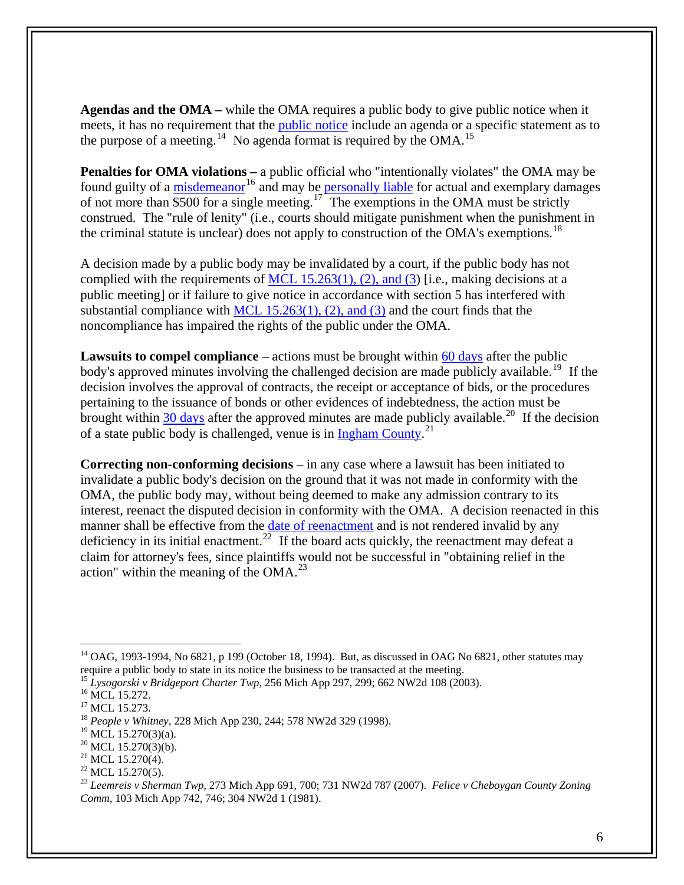**Agendas and the OMA –** while the OMA requires a public body to give public notice when it meets, it has no requirement that the public notice include an agenda or a specific statement as to the purpose of a meeting.[14] No agenda format is required by the OMA.[15]

**Penalties for OMA violations –** a public official who "intentionally violates" the OMA may be found guilty of a misdemeanor[16] and may be personally liable for actual and exemplary damages of not more than $500 for a single meeting.[17] The exemptions in the OMA must be strictly construed. The "rule of lenity" (i.e., courts should mitigate punishment when the punishment in the criminal statute is unclear) does not apply to construction of the OMA's exemptions.[18]

A decision made by a public body may be invalidated by a court, if the public body has not complied with the requirements of MCL 15.263(1), (2), and (3) [i.e., making decisions at a public meeting] or if failure to give notice in accordance with section 5 has interfered with substantial compliance with MCL 15.263(1), (2), and (3) and the court finds that the noncompliance has impaired the rights of the public under the OMA.

**Lawsuits to compel compliance** – actions must be brought within 60 days after the public body's approved minutes involving the challenged decision are made publicly available.[19] If the decision involves the approval of contracts, the receipt or acceptance of bids, or the procedures pertaining to the issuance of bonds or other evidences of indebtedness, the action must be brought within 30 days after the approved minutes are made publicly available.[20] If the decision of a state public body is challenged, venue is in Ingham County.[21]

**Correcting non-conforming decisions** – in any case where a lawsuit has been initiated to invalidate a public body's decision on the ground that it was not made in conformity with the OMA, the public body may, without being deemed to make any admission contrary to its interest, reenact the disputed decision in conformity with the OMA. A decision reenacted in this manner shall be effective from the date of reenactment and is not rendered invalid by any deficiency in its initial enactment.[22] If the board acts quickly, the reenactment may defeat a claim for attorney's fees, since plaintiffs would not be successful in "obtaining relief in the action" within the meaning of the OMA.[23]

---

[14] OAG, 1993-1994, No 6821, p 199 (October 18, 1994). But, as discussed in OAG No 6821, other statutes may require a public body to state in its notice the business to be transacted at the meeting.

[15] *Lysogorski v Bridgeport Charter Twp*, 256 Mich App 297, 299; 662 NW2d 108 (2003).

[16] MCL 15.272.

[17] MCL 15.273.

[18] *People v Whitney*, 228 Mich App 230, 244; 578 NW2d 329 (1998).

[19] MCL 15.270(3)(a).

[20] MCL 15.270(3)(b).

[21] MCL 15.270(4).

[22] MCL 15.270(5).

[23] *Leemreis v Sherman Twp*, 273 Mich App 691, 700; 731 NW2d 787 (2007). *Felice v Cheboygan County Zoning Comm*, 103 Mich App 742, 746; 304 NW2d 1 (1981).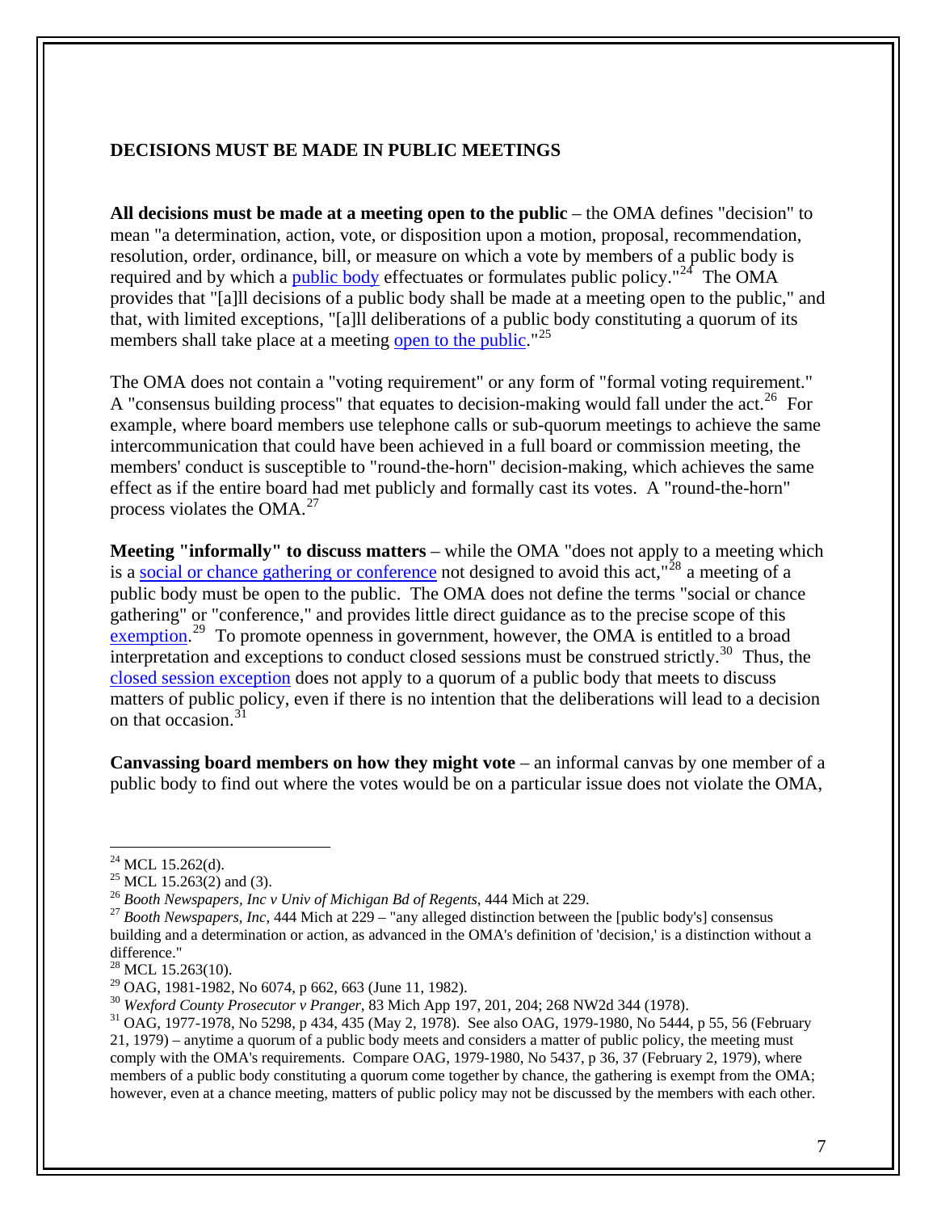## DECISIONS MUST BE MADE IN PUBLIC MEETINGS

**All decisions must be made at a meeting open to the public** – the OMA defines "decision" to mean "a determination, action, vote, or disposition upon a motion, proposal, recommendation, resolution, order, ordinance, bill, or measure on which a vote by members of a public body is required and by which a public body effectuates or formulates public policy."[24] The OMA provides that "[a]ll decisions of a public body shall be made at a meeting open to the public," and that, with limited exceptions, "[a]ll deliberations of a public body constituting a quorum of its members shall take place at a meeting open to the public."[25]

The OMA does not contain a "voting requirement" or any form of "formal voting requirement." A "consensus building process" that equates to decision-making would fall under the act.[26] For example, where board members use telephone calls or sub-quorum meetings to achieve the same intercommunication that could have been achieved in a full board or commission meeting, the members' conduct is susceptible to "round-the-horn" decision-making, which achieves the same effect as if the entire board had met publicly and formally cast its votes. A "round-the-horn" process violates the OMA.[27]

**Meeting "informally" to discuss matters** – while the OMA "does not apply to a meeting which is a social or chance gathering or conference not designed to avoid this act,"[28] a meeting of a public body must be open to the public. The OMA does not define the terms "social or chance gathering" or "conference," and provides little direct guidance as to the precise scope of this exemption.[29] To promote openness in government, however, the OMA is entitled to a broad interpretation and exceptions to conduct closed sessions must be construed strictly.[30] Thus, the closed session exception does not apply to a quorum of a public body that meets to discuss matters of public policy, even if there is no intention that the deliberations will lead to a decision on that occasion.[31]

**Canvassing board members on how they might vote** – an informal canvas by one member of a public body to find out where the votes would be on a particular issue does not violate the OMA,

---

[24] MCL 15.262(d).

[25] MCL 15.263(2) and (3).

[26] *Booth Newspapers, Inc v Univ of Michigan Bd of Regents*, 444 Mich at 229.

[27] *Booth Newspapers, Inc*, 444 Mich at 229 – "any alleged distinction between the [public body's] consensus building and a determination or action, as advanced in the OMA's definition of 'decision,' is a distinction without a difference."

[28] MCL 15.263(10).

[29] OAG, 1981-1982, No 6074, p 662, 663 (June 11, 1982).

[30] *Wexford County Prosecutor v Pranger*, 83 Mich App 197, 201, 204; 268 NW2d 344 (1978).

[31] OAG, 1977-1978, No 5298, p 434, 435 (May 2, 1978). See also OAG, 1979-1980, No 5444, p 55, 56 (February 21, 1979) – anytime a quorum of a public body meets and considers a matter of public policy, the meeting must comply with the OMA's requirements. Compare OAG, 1979-1980, No 5437, p 36, 37 (February 2, 1979), where members of a public body constituting a quorum come together by chance, the gathering is exempt from the OMA; however, even at a chance meeting, matters of public policy may not be discussed by the members with each other.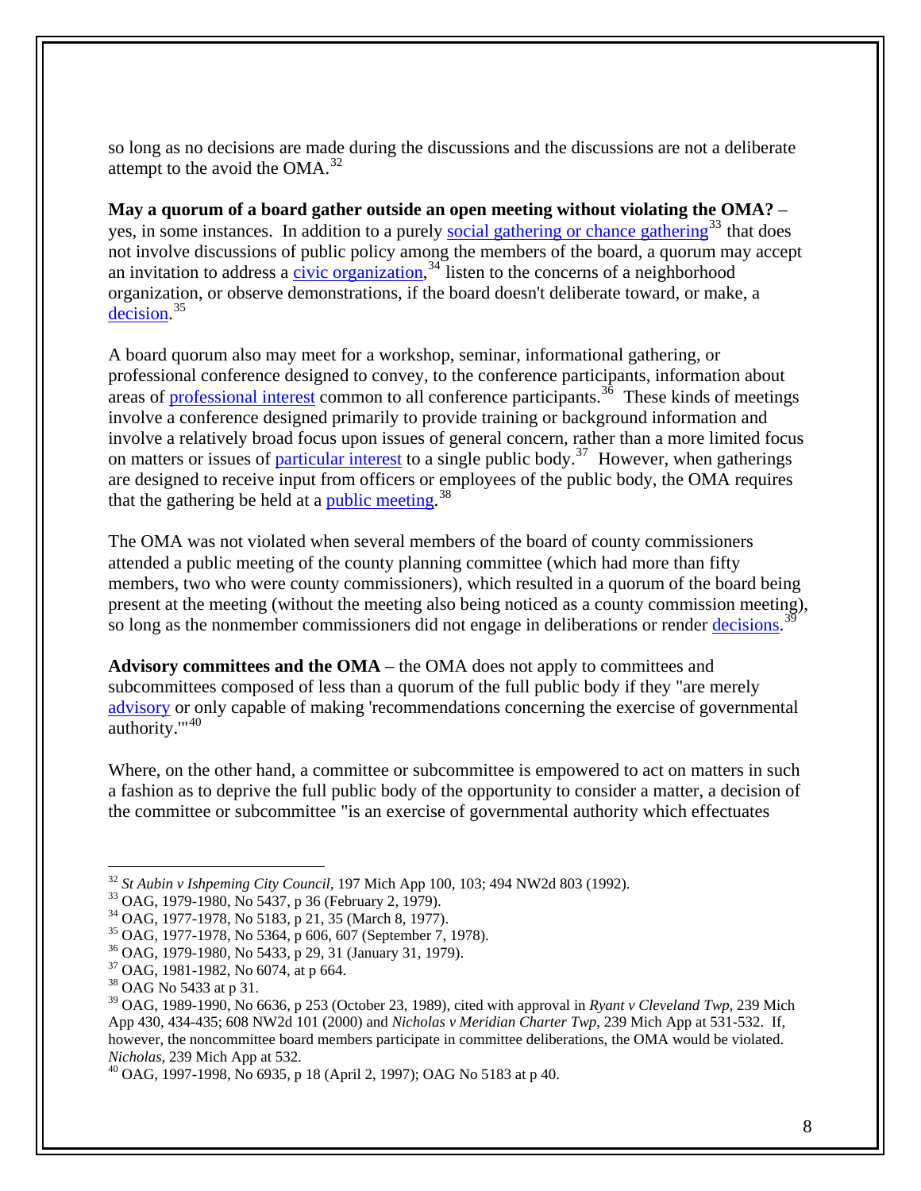so long as no decisions are made during the discussions and the discussions are not a deliberate attempt to the avoid the OMA.[32]

**May a quorum of a board gather outside an open meeting without violating the OMA?** – yes, in some instances. In addition to a purely social gathering or chance gathering[33] that does not involve discussions of public policy among the members of the board, a quorum may accept an invitation to address a civic organization,[34] listen to the concerns of a neighborhood organization, or observe demonstrations, if the board doesn't deliberate toward, or make, a decision.[35]

A board quorum also may meet for a workshop, seminar, informational gathering, or professional conference designed to convey, to the conference participants, information about areas of professional interest common to all conference participants.[36] These kinds of meetings involve a conference designed primarily to provide training or background information and involve a relatively broad focus upon issues of general concern, rather than a more limited focus on matters or issues of particular interest to a single public body.[37] However, when gatherings are designed to receive input from officers or employees of the public body, the OMA requires that the gathering be held at a public meeting.[38]

The OMA was not violated when several members of the board of county commissioners attended a public meeting of the county planning committee (which had more than fifty members, two who were county commissioners), which resulted in a quorum of the board being present at the meeting (without the meeting also being noticed as a county commission meeting), so long as the nonmember commissioners did not engage in deliberations or render decisions.[39]

**Advisory committees and the OMA** – the OMA does not apply to committees and subcommittees composed of less than a quorum of the full public body if they "are merely advisory or only capable of making 'recommendations concerning the exercise of governmental authority.'"[40]

Where, on the other hand, a committee or subcommittee is empowered to act on matters in such a fashion as to deprive the full public body of the opportunity to consider a matter, a decision of the committee or subcommittee "is an exercise of governmental authority which effectuates

---

[32] *St Aubin v Ishpeming City Council*, 197 Mich App 100, 103; 494 NW2d 803 (1992).

[33] OAG, 1979-1980, No 5437, p 36 (February 2, 1979).

[34] OAG, 1977-1978, No 5183, p 21, 35 (March 8, 1977).

[35] OAG, 1977-1978, No 5364, p 606, 607 (September 7, 1978).

[36] OAG, 1979-1980, No 5433, p 29, 31 (January 31, 1979).

[37] OAG, 1981-1982, No 6074, at p 664.

[38] OAG No 5433 at p 31.

[39] OAG, 1989-1990, No 6636, p 253 (October 23, 1989), cited with approval in *Ryant v Cleveland Twp*, 239 Mich App 430, 434-435; 608 NW2d 101 (2000) and *Nicholas v Meridian Charter Twp*, 239 Mich App at 531-532. If, however, the noncommittee board members participate in committee deliberations, the OMA would be violated. *Nicholas*, 239 Mich App at 532.

[40] OAG, 1997-1998, No 6935, p 18 (April 2, 1997); OAG No 5183 at p 40.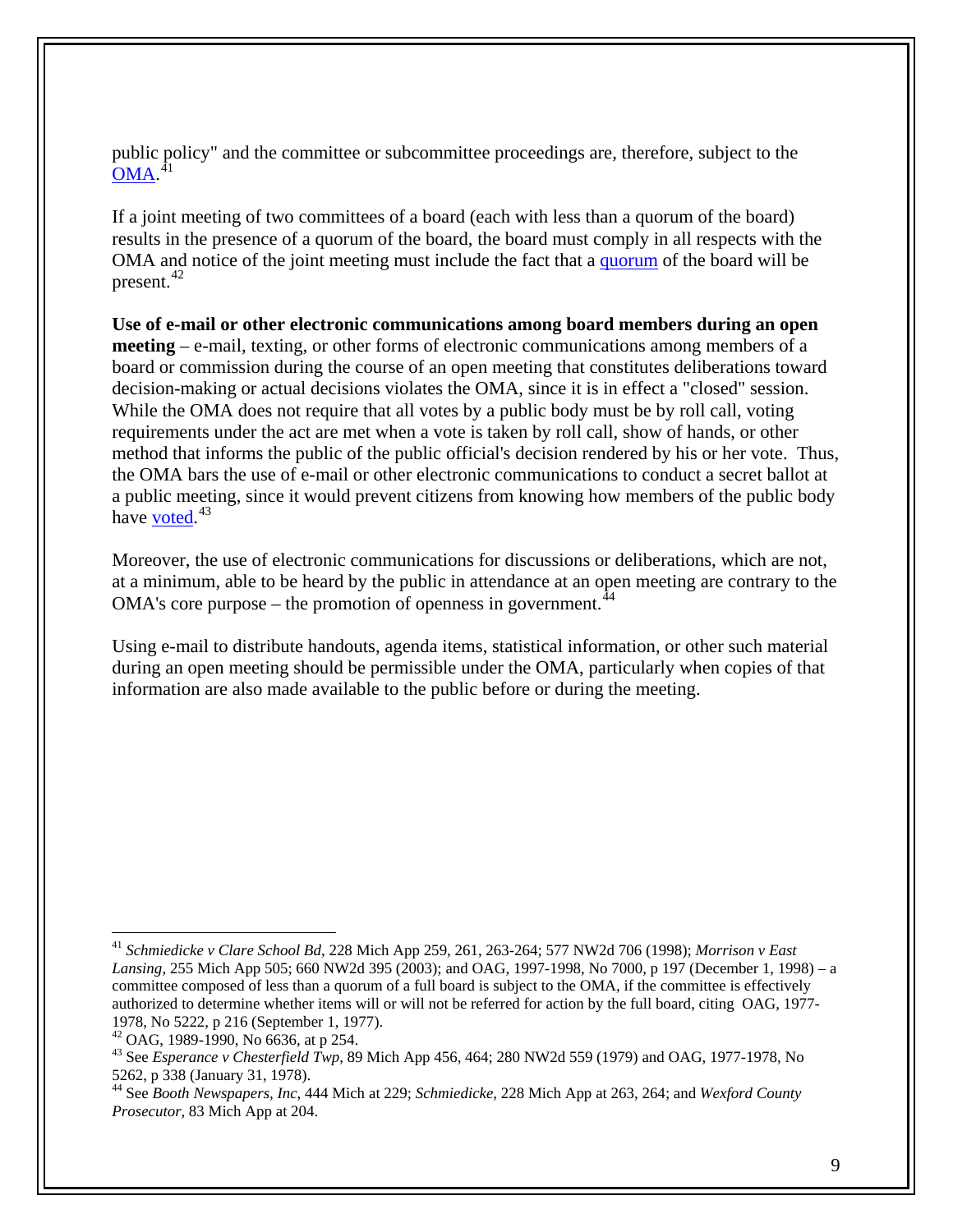public policy" and the committee or subcommittee proceedings are, therefore, subject to the OMA.[41]

If a joint meeting of two committees of a board (each with less than a quorum of the board) results in the presence of a quorum of the board, the board must comply in all respects with the OMA and notice of the joint meeting must include the fact that a quorum of the board will be present.[42]

**Use of e-mail or other electronic communications among board members during an open meeting** – e-mail, texting, or other forms of electronic communications among members of a board or commission during the course of an open meeting that constitutes deliberations toward decision-making or actual decisions violates the OMA, since it is in effect a "closed" session. While the OMA does not require that all votes by a public body must be by roll call, voting requirements under the act are met when a vote is taken by roll call, show of hands, or other method that informs the public of the public official's decision rendered by his or her vote. Thus, the OMA bars the use of e-mail or other electronic communications to conduct a secret ballot at a public meeting, since it would prevent citizens from knowing how members of the public body have voted.[43]

Moreover, the use of electronic communications for discussions or deliberations, which are not, at a minimum, able to be heard by the public in attendance at an open meeting are contrary to the OMA's core purpose – the promotion of openness in government.[44]

Using e-mail to distribute handouts, agenda items, statistical information, or other such material during an open meeting should be permissible under the OMA, particularly when copies of that information are also made available to the public before or during the meeting.

---

[41] *Schmiedicke v Clare School Bd*, 228 Mich App 259, 261, 263-264; 577 NW2d 706 (1998); *Morrison v East Lansing*, 255 Mich App 505; 660 NW2d 395 (2003); and OAG, 1997-1998, No 7000, p 197 (December 1, 1998) – a committee composed of less than a quorum of a full board is subject to the OMA, if the committee is effectively authorized to determine whether items will or will not be referred for action by the full board, citing OAG, 1977-1978, No 5222, p 216 (September 1, 1977).

[42] OAG, 1989-1990, No 6636, at p 254.

[43] See *Esperance v Chesterfield Twp*, 89 Mich App 456, 464; 280 NW2d 559 (1979) and OAG, 1977-1978, No 5262, p 338 (January 31, 1978).

[44] See *Booth Newspapers, Inc*, 444 Mich at 229; *Schmiedicke*, 228 Mich App at 263, 264; and *Wexford County Prosecutor*, 83 Mich App at 204.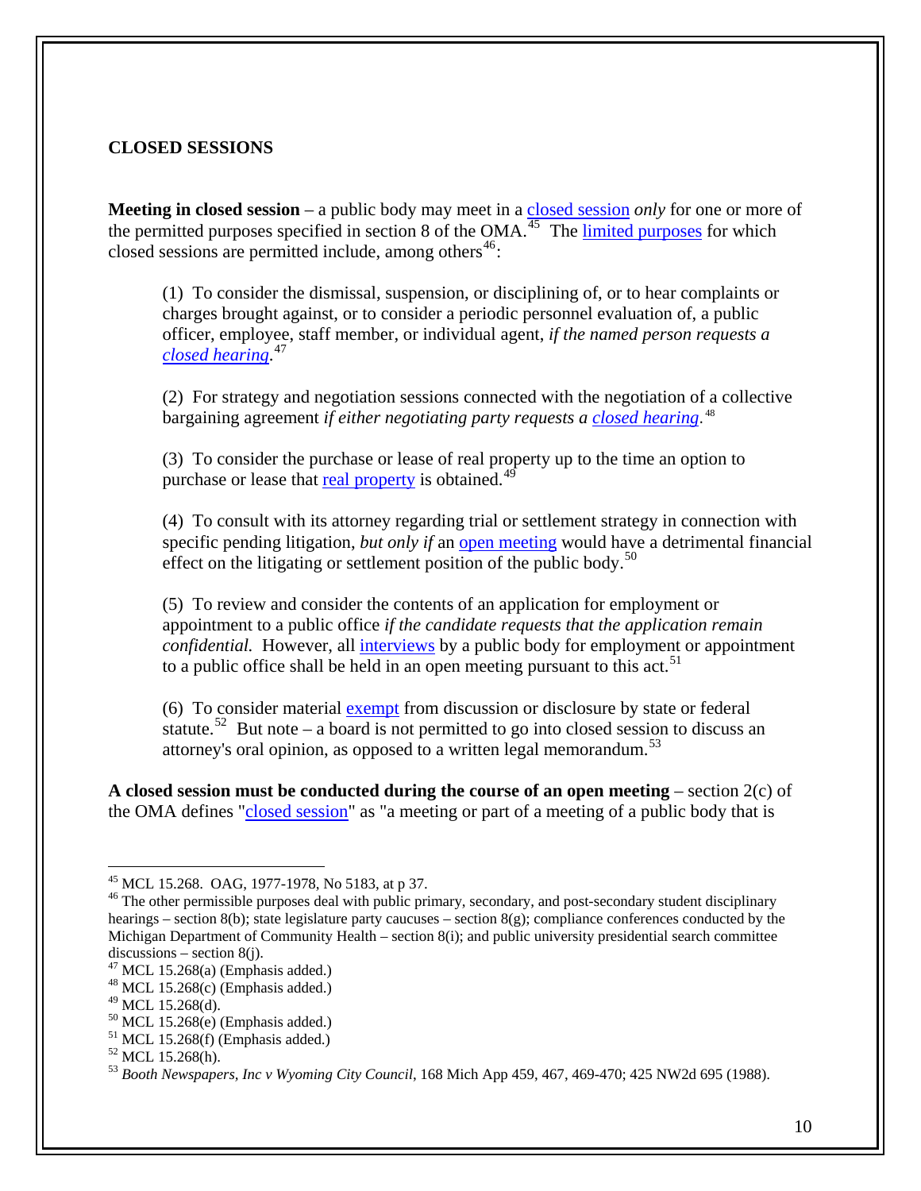**CLOSED SESSIONS**

**Meeting in closed session** – a public body may meet in a closed session *only* for one or more of the permitted purposes specified in section 8 of the OMA.[45] The limited purposes for which closed sessions are permitted include, among others[46]:

(1) To consider the dismissal, suspension, or disciplining of, or to hear complaints or charges brought against, or to consider a periodic personnel evaluation of, a public officer, employee, staff member, or individual agent, *if the named person requests a closed hearing*.[47]

(2) For strategy and negotiation sessions connected with the negotiation of a collective bargaining agreement *if either negotiating party requests a closed hearing*.[48]

(3) To consider the purchase or lease of real property up to the time an option to purchase or lease that real property is obtained.[49]

(4) To consult with its attorney regarding trial or settlement strategy in connection with specific pending litigation, *but only if* an open meeting would have a detrimental financial effect on the litigating or settlement position of the public body.[50]

(5) To review and consider the contents of an application for employment or appointment to a public office *if the candidate requests that the application remain confidential.* However, all interviews by a public body for employment or appointment to a public office shall be held in an open meeting pursuant to this act.[51]

(6) To consider material exempt from discussion or disclosure by state or federal statute.[52] But note – a board is not permitted to go into closed session to discuss an attorney's oral opinion, as opposed to a written legal memorandum.[53]

**A closed session must be conducted during the course of an open meeting** – section 2(c) of the OMA defines "closed session" as "a meeting or part of a meeting of a public body that is

---

[45] MCL 15.268. OAG, 1977-1978, No 5183, at p 37.

[46] The other permissible purposes deal with public primary, secondary, and post-secondary student disciplinary hearings – section 8(b); state legislature party caucuses – section 8(g); compliance conferences conducted by the Michigan Department of Community Health – section 8(i); and public university presidential search committee discussions – section 8(j).

[47] MCL 15.268(a) (Emphasis added.)

[48] MCL 15.268(c) (Emphasis added.)

[49] MCL 15.268(d).

[50] MCL 15.268(e) (Emphasis added.)

[51] MCL 15.268(f) (Emphasis added.)

[52] MCL 15.268(h).

[53] *Booth Newspapers, Inc v Wyoming City Council*, 168 Mich App 459, 467, 469-470; 425 NW2d 695 (1988).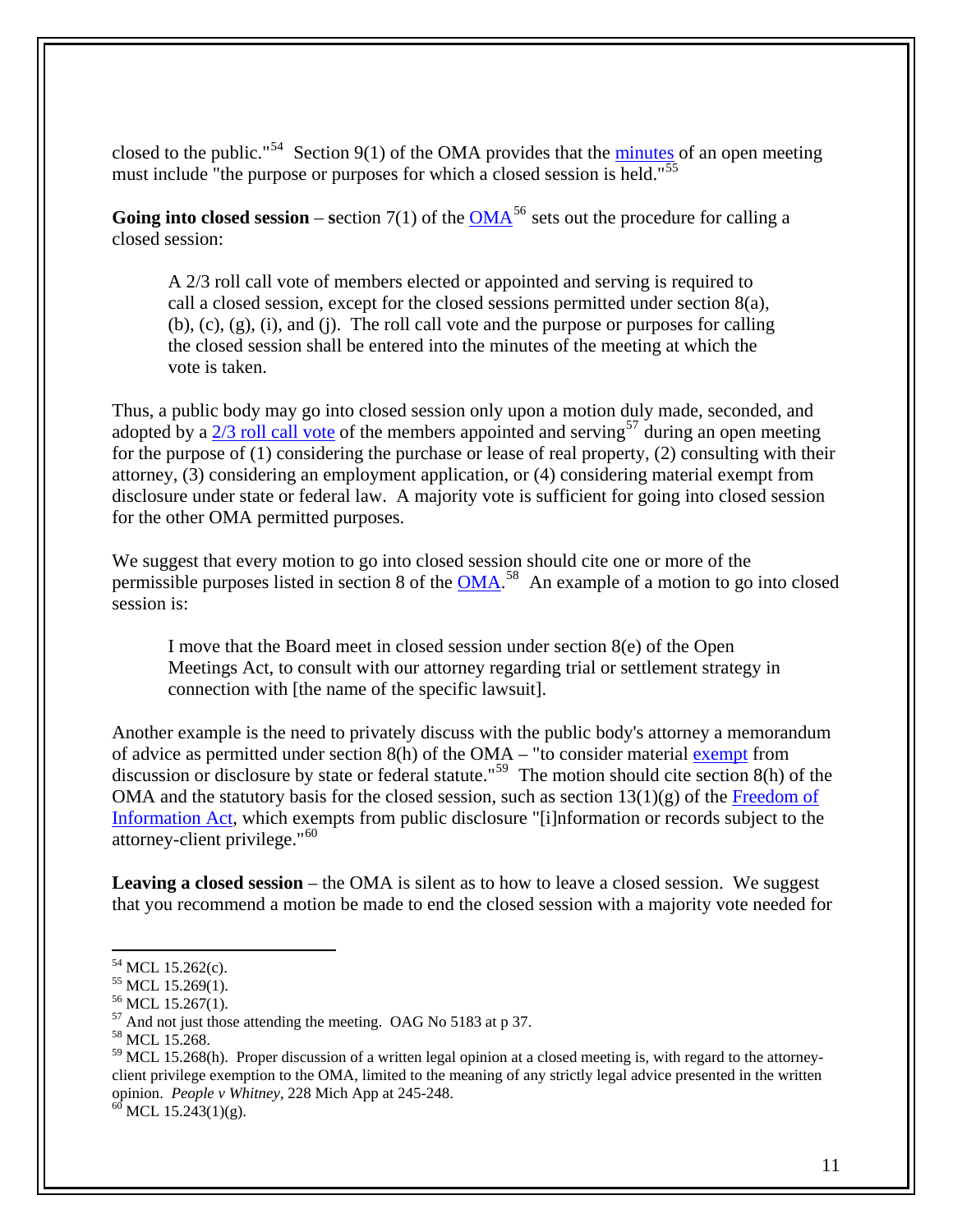closed to the public."[54] Section 9(1) of the OMA provides that the minutes of an open meeting must include "the purpose or purposes for which a closed session is held."[55]

**Going into closed session** – **s**ection 7(1) of the OMA[56] sets out the procedure for calling a closed session:

> A 2/3 roll call vote of members elected or appointed and serving is required to call a closed session, except for the closed sessions permitted under section 8(a), (b), (c), (g), (i), and (j). The roll call vote and the purpose or purposes for calling the closed session shall be entered into the minutes of the meeting at which the vote is taken.

Thus, a public body may go into closed session only upon a motion duly made, seconded, and adopted by a 2/3 roll call vote of the members appointed and serving[57] during an open meeting for the purpose of (1) considering the purchase or lease of real property, (2) consulting with their attorney, (3) considering an employment application, or (4) considering material exempt from disclosure under state or federal law. A majority vote is sufficient for going into closed session for the other OMA permitted purposes.

We suggest that every motion to go into closed session should cite one or more of the permissible purposes listed in section 8 of the OMA.[58] An example of a motion to go into closed session is:

> I move that the Board meet in closed session under section 8(e) of the Open Meetings Act, to consult with our attorney regarding trial or settlement strategy in connection with [the name of the specific lawsuit].

Another example is the need to privately discuss with the public body's attorney a memorandum of advice as permitted under section 8(h) of the OMA – "to consider material exempt from discussion or disclosure by state or federal statute."[59] The motion should cite section 8(h) of the OMA and the statutory basis for the closed session, such as section 13(1)(g) of the Freedom of Information Act, which exempts from public disclosure "[i]nformation or records subject to the attorney-client privilege."[60]

**Leaving a closed session** – the OMA is silent as to how to leave a closed session. We suggest that you recommend a motion be made to end the closed session with a majority vote needed for

---

[54] MCL 15.262(c).
[55] MCL 15.269(1).
[56] MCL 15.267(1).
[57] And not just those attending the meeting. OAG No 5183 at p 37.
[58] MCL 15.268.
[59] MCL 15.268(h). Proper discussion of a written legal opinion at a closed meeting is, with regard to the attorney-client privilege exemption to the OMA, limited to the meaning of any strictly legal advice presented in the written opinion. *People v Whitney*, 228 Mich App at 245-248.
[60] MCL 15.243(1)(g).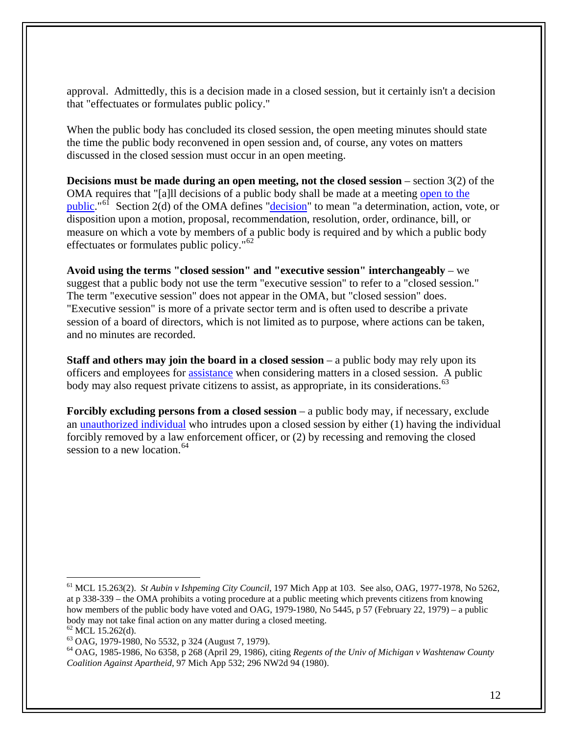approval. Admittedly, this is a decision made in a closed session, but it certainly isn't a decision that "effectuates or formulates public policy."

When the public body has concluded its closed session, the open meeting minutes should state the time the public body reconvened in open session and, of course, any votes on matters discussed in the closed session must occur in an open meeting.

**Decisions must be made during an open meeting, not the closed session** – section 3(2) of the OMA requires that "[a]ll decisions of a public body shall be made at a meeting open to the public."[61] Section 2(d) of the OMA defines "decision" to mean "a determination, action, vote, or disposition upon a motion, proposal, recommendation, resolution, order, ordinance, bill, or measure on which a vote by members of a public body is required and by which a public body effectuates or formulates public policy."[62]

**Avoid using the terms "closed session" and "executive session" interchangeably** – we suggest that a public body not use the term "executive session" to refer to a "closed session." The term "executive session" does not appear in the OMA, but "closed session" does. "Executive session" is more of a private sector term and is often used to describe a private session of a board of directors, which is not limited as to purpose, where actions can be taken, and no minutes are recorded.

**Staff and others may join the board in a closed session** – a public body may rely upon its officers and employees for assistance when considering matters in a closed session. A public body may also request private citizens to assist, as appropriate, in its considerations.[63]

**Forcibly excluding persons from a closed session** – a public body may, if necessary, exclude an unauthorized individual who intrudes upon a closed session by either (1) having the individual forcibly removed by a law enforcement officer, or (2) by recessing and removing the closed session to a new location.[64]

---

[61] MCL 15.263(2). *St Aubin v Ishpeming City Council*, 197 Mich App at 103. See also, OAG, 1977-1978, No 5262, at p 338-339 – the OMA prohibits a voting procedure at a public meeting which prevents citizens from knowing how members of the public body have voted and OAG, 1979-1980, No 5445, p 57 (February 22, 1979) – a public body may not take final action on any matter during a closed meeting.

[62] MCL 15.262(d).

[63] OAG, 1979-1980, No 5532, p 324 (August 7, 1979).

[64] OAG, 1985-1986, No 6358, p 268 (April 29, 1986), citing *Regents of the Univ of Michigan v Washtenaw County Coalition Against Apartheid*, 97 Mich App 532; 296 NW2d 94 (1980).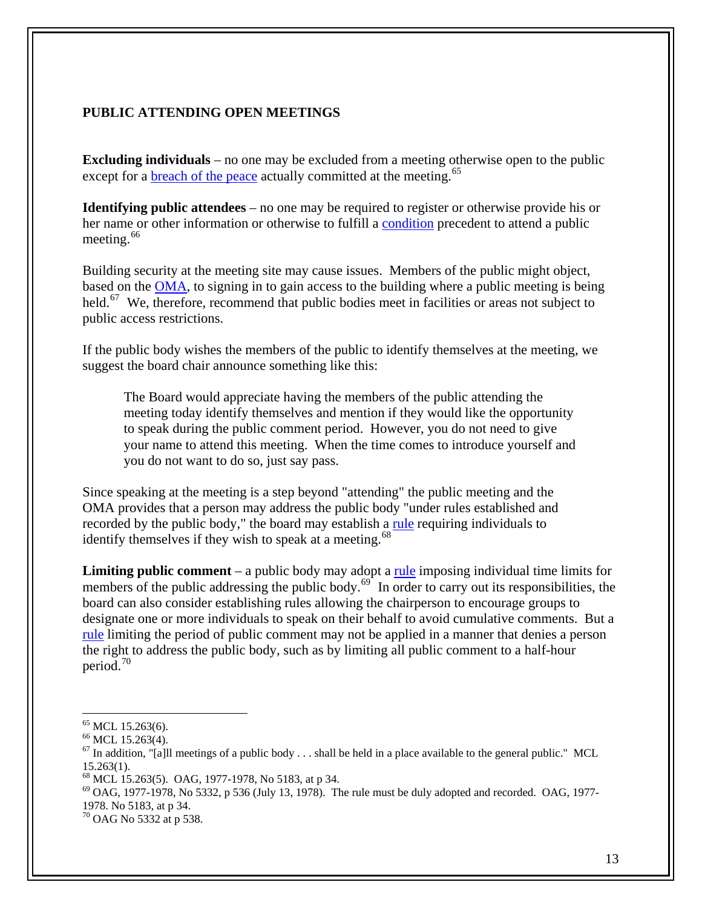## PUBLIC ATTENDING OPEN MEETINGS

**Excluding individuals** – no one may be excluded from a meeting otherwise open to the public except for a breach of the peace actually committed at the meeting.[65]

**Identifying public attendees** – no one may be required to register or otherwise provide his or her name or other information or otherwise to fulfill a condition precedent to attend a public meeting.[66]

Building security at the meeting site may cause issues. Members of the public might object, based on the OMA, to signing in to gain access to the building where a public meeting is being held.[67] We, therefore, recommend that public bodies meet in facilities or areas not subject to public access restrictions.

If the public body wishes the members of the public to identify themselves at the meeting, we suggest the board chair announce something like this:

> The Board would appreciate having the members of the public attending the meeting today identify themselves and mention if they would like the opportunity to speak during the public comment period. However, you do not need to give your name to attend this meeting. When the time comes to introduce yourself and you do not want to do so, just say pass.

Since speaking at the meeting is a step beyond "attending" the public meeting and the OMA provides that a person may address the public body "under rules established and recorded by the public body," the board may establish a rule requiring individuals to identify themselves if they wish to speak at a meeting.[68]

**Limiting public comment** – a public body may adopt a rule imposing individual time limits for members of the public addressing the public body.[69] In order to carry out its responsibilities, the board can also consider establishing rules allowing the chairperson to encourage groups to designate one or more individuals to speak on their behalf to avoid cumulative comments. But a rule limiting the period of public comment may not be applied in a manner that denies a person the right to address the public body, such as by limiting all public comment to a half-hour period.[70]

---

[65] MCL 15.263(6).

[66] MCL 15.263(4).

[67] In addition, "[a]ll meetings of a public body . . . shall be held in a place available to the general public." MCL 15.263(1).

[68] MCL 15.263(5). OAG, 1977-1978, No 5183, at p 34.

[69] OAG, 1977-1978, No 5332, p 536 (July 13, 1978). The rule must be duly adopted and recorded. OAG, 1977-1978. No 5183, at p 34.

[70] OAG No 5332 at p 538.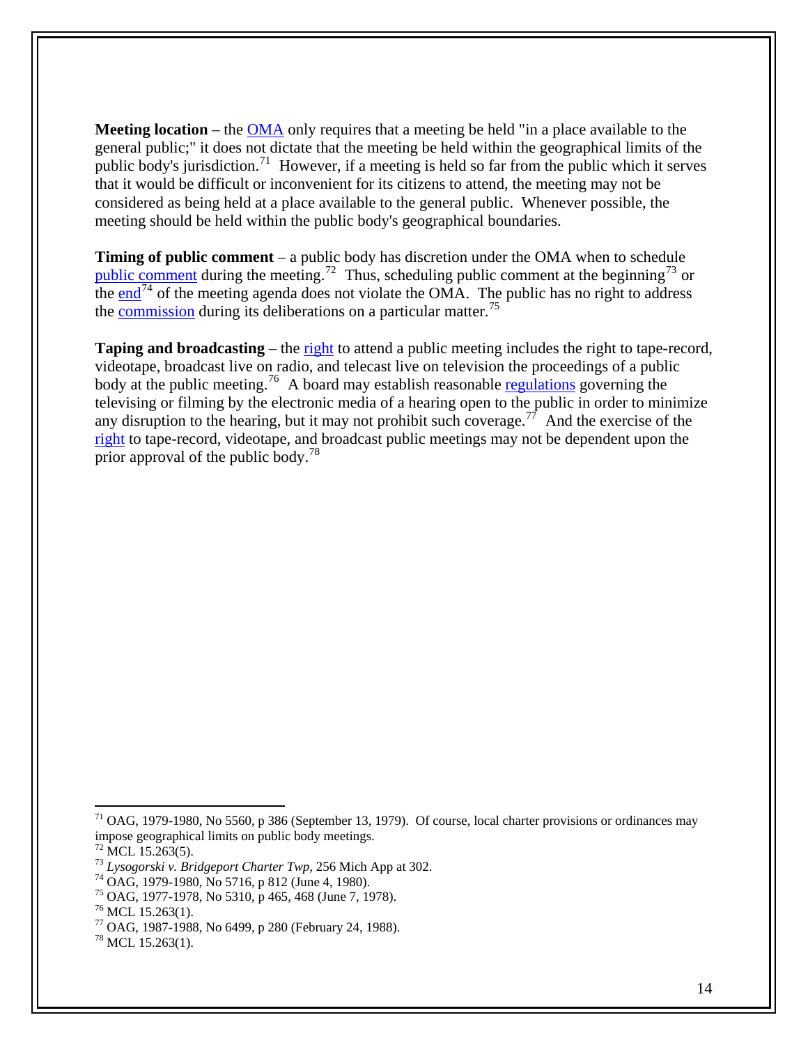**Meeting location** – the OMA only requires that a meeting be held "in a place available to the general public;" it does not dictate that the meeting be held within the geographical limits of the public body's jurisdiction.[71] However, if a meeting is held so far from the public which it serves that it would be difficult or inconvenient for its citizens to attend, the meeting may not be considered as being held at a place available to the general public. Whenever possible, the meeting should be held within the public body's geographical boundaries.

**Timing of public comment** – a public body has discretion under the OMA when to schedule public comment during the meeting.[72] Thus, scheduling public comment at the beginning[73] or the end[74] of the meeting agenda does not violate the OMA. The public has no right to address the commission during its deliberations on a particular matter.[75]

**Taping and broadcasting** – the right to attend a public meeting includes the right to tape-record, videotape, broadcast live on radio, and telecast live on television the proceedings of a public body at the public meeting.[76] A board may establish reasonable regulations governing the televising or filming by the electronic media of a hearing open to the public in order to minimize any disruption to the hearing, but it may not prohibit such coverage.[77] And the exercise of the right to tape-record, videotape, and broadcast public meetings may not be dependent upon the prior approval of the public body.[78]

---

[71] OAG, 1979-1980, No 5560, p 386 (September 13, 1979). Of course, local charter provisions or ordinances may impose geographical limits on public body meetings.

[72] MCL 15.263(5).

[73] *Lysogorski v. Bridgeport Charter Twp*, 256 Mich App at 302.

[74] OAG, 1979-1980, No 5716, p 812 (June 4, 1980).

[75] OAG, 1977-1978, No 5310, p 465, 468 (June 7, 1978).

[76] MCL 15.263(1).

[77] OAG, 1987-1988, No 6499, p 280 (February 24, 1988).

[78] MCL 15.263(1).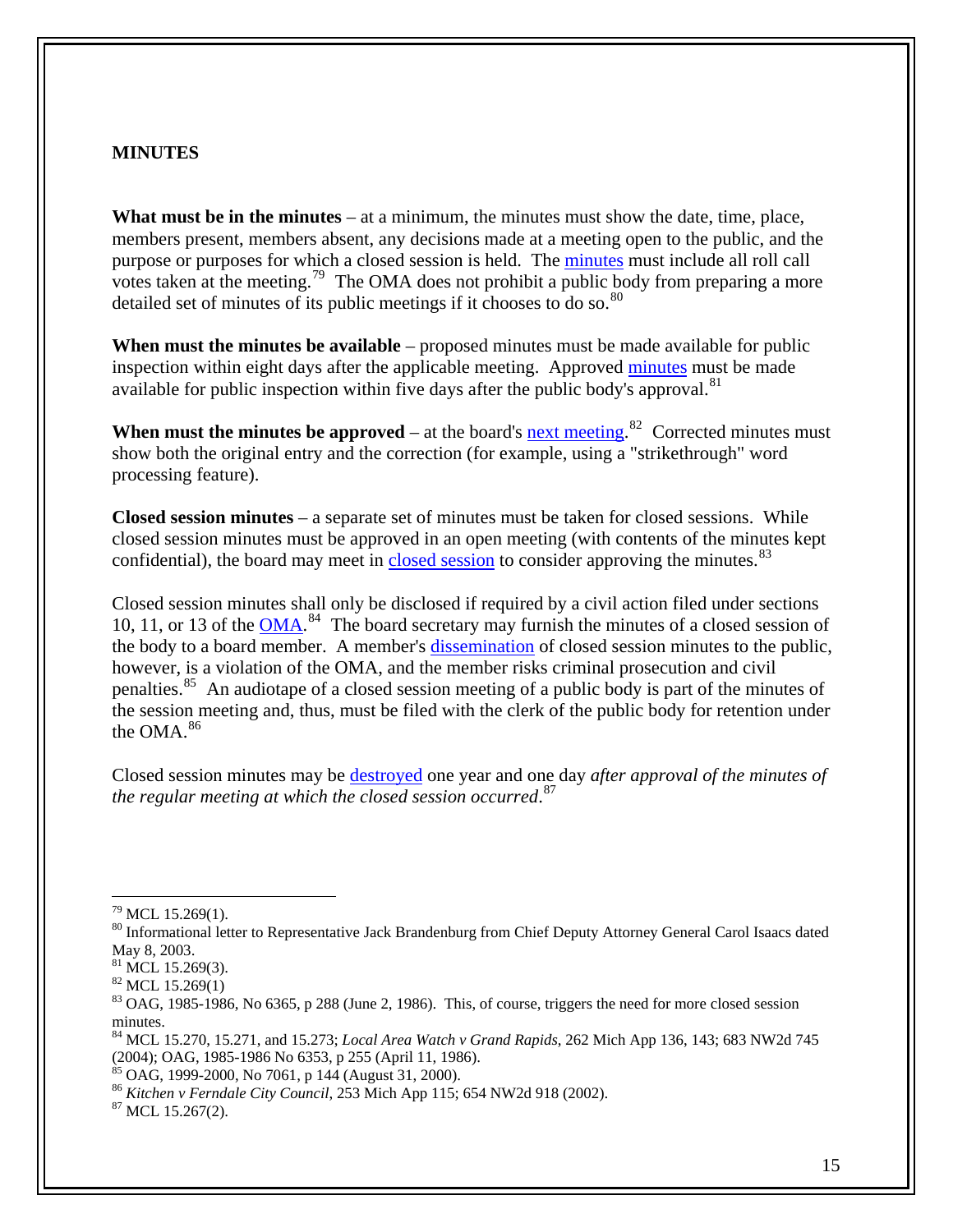## MINUTES

**What must be in the minutes** – at a minimum, the minutes must show the date, time, place, members present, members absent, any decisions made at a meeting open to the public, and the purpose or purposes for which a closed session is held. The minutes must include all roll call votes taken at the meeting.[79] The OMA does not prohibit a public body from preparing a more detailed set of minutes of its public meetings if it chooses to do so.[80]

**When must the minutes be available** – proposed minutes must be made available for public inspection within eight days after the applicable meeting. Approved minutes must be made available for public inspection within five days after the public body's approval.[81]

**When must the minutes be approved** – at the board's next meeting.[82] Corrected minutes must show both the original entry and the correction (for example, using a "strikethrough" word processing feature).

**Closed session minutes** – a separate set of minutes must be taken for closed sessions. While closed session minutes must be approved in an open meeting (with contents of the minutes kept confidential), the board may meet in closed session to consider approving the minutes.[83]

Closed session minutes shall only be disclosed if required by a civil action filed under sections 10, 11, or 13 of the OMA.[84] The board secretary may furnish the minutes of a closed session of the body to a board member. A member's dissemination of closed session minutes to the public, however, is a violation of the OMA, and the member risks criminal prosecution and civil penalties.[85] An audiotape of a closed session meeting of a public body is part of the minutes of the session meeting and, thus, must be filed with the clerk of the public body for retention under the OMA.[86]

Closed session minutes may be destroyed one year and one day *after approval of the minutes of the regular meeting at which the closed session occurred*.[87]

---

[79] MCL 15.269(1).

[80] Informational letter to Representative Jack Brandenburg from Chief Deputy Attorney General Carol Isaacs dated May 8, 2003.

[81] MCL 15.269(3).

[82] MCL 15.269(1)

[83] OAG, 1985-1986, No 6365, p 288 (June 2, 1986). This, of course, triggers the need for more closed session minutes.

[84] MCL 15.270, 15.271, and 15.273; *Local Area Watch v Grand Rapids*, 262 Mich App 136, 143; 683 NW2d 745 (2004); OAG, 1985-1986 No 6353, p 255 (April 11, 1986).

[85] OAG, 1999-2000, No 7061, p 144 (August 31, 2000).

[86] *Kitchen v Ferndale City Council*, 253 Mich App 115; 654 NW2d 918 (2002).

[87] MCL 15.267(2).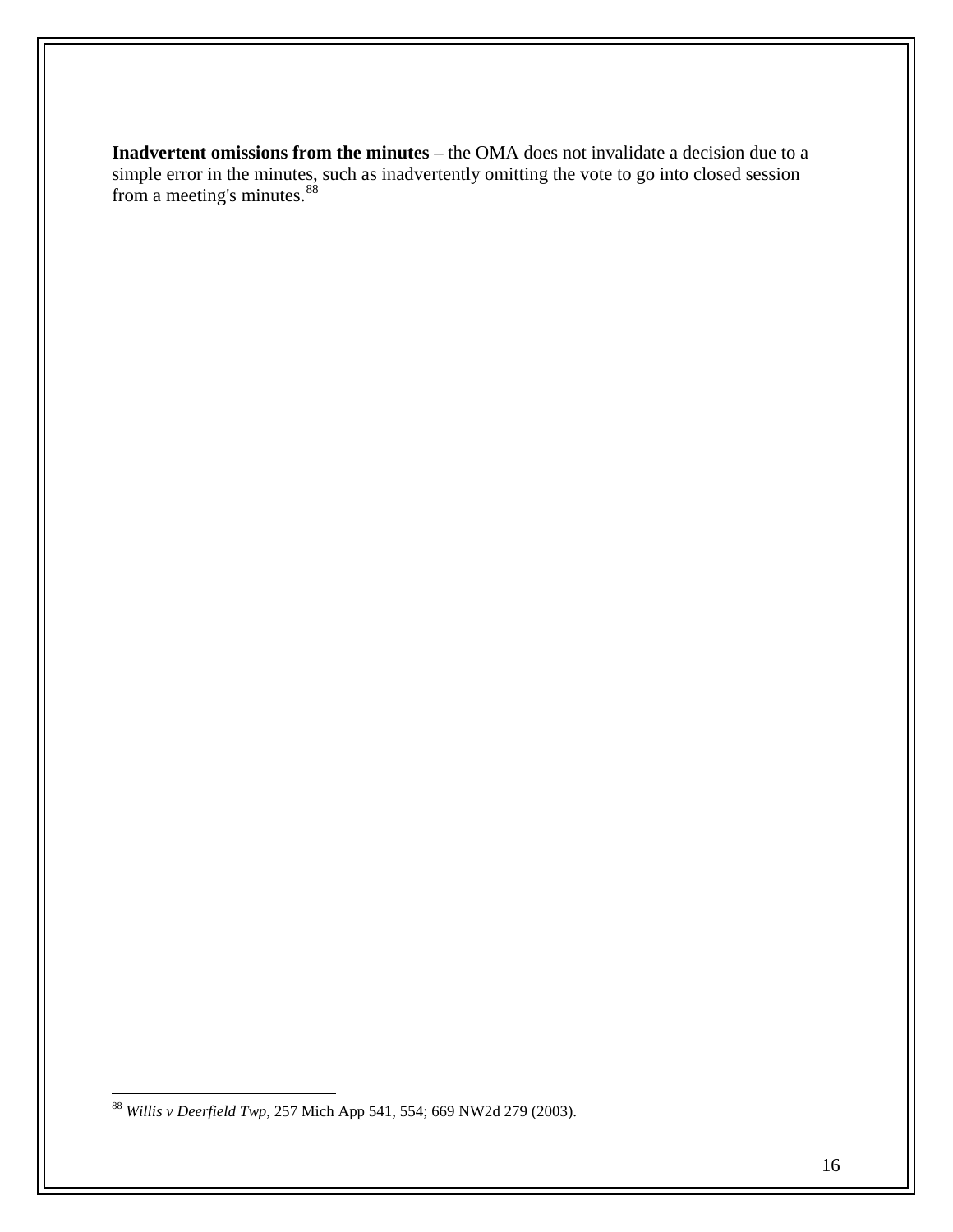**Inadvertent omissions from the minutes** – the OMA does not invalidate a decision due to a simple error in the minutes, such as inadvertently omitting the vote to go into closed session from a meeting's minutes.[88]

[88] *Willis v Deerfield Twp*, 257 Mich App 541, 554; 669 NW2d 279 (2003).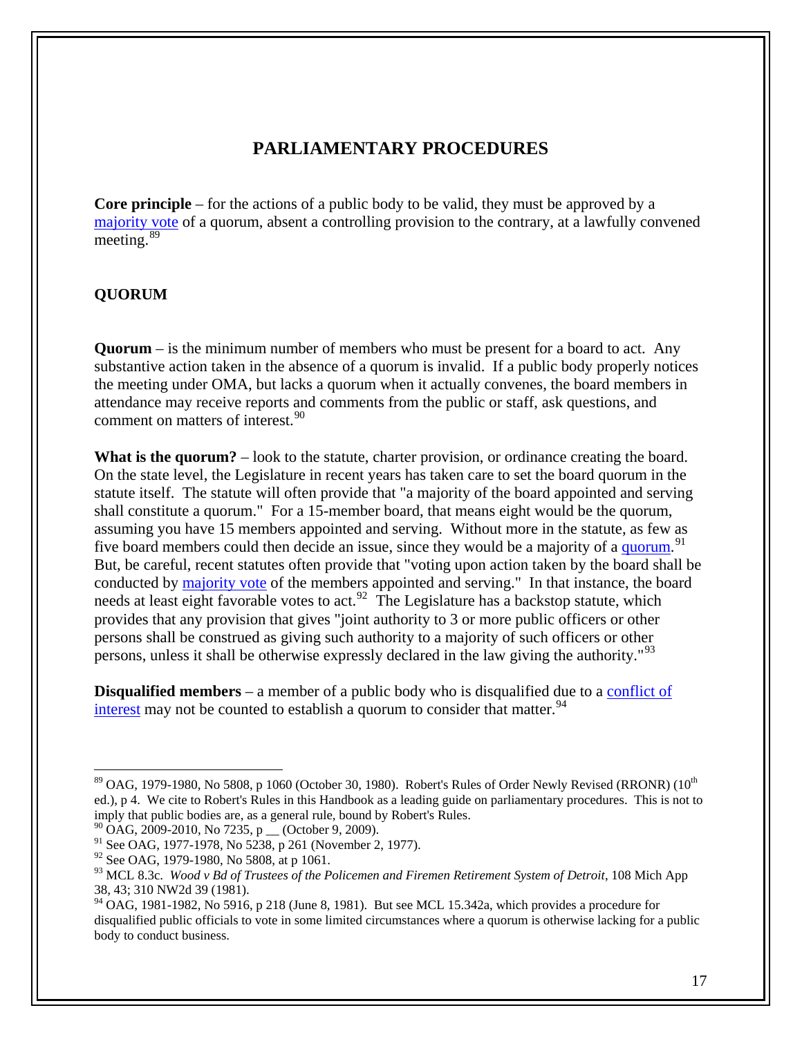## PARLIAMENTARY PROCEDURES

**Core principle** – for the actions of a public body to be valid, they must be approved by a majority vote of a quorum, absent a controlling provision to the contrary, at a lawfully convened meeting.[89]

### QUORUM

**Quorum** – is the minimum number of members who must be present for a board to act. Any substantive action taken in the absence of a quorum is invalid. If a public body properly notices the meeting under OMA, but lacks a quorum when it actually convenes, the board members in attendance may receive reports and comments from the public or staff, ask questions, and comment on matters of interest.[90]

**What is the quorum?** – look to the statute, charter provision, or ordinance creating the board. On the state level, the Legislature in recent years has taken care to set the board quorum in the statute itself. The statute will often provide that "a majority of the board appointed and serving shall constitute a quorum." For a 15-member board, that means eight would be the quorum, assuming you have 15 members appointed and serving. Without more in the statute, as few as five board members could then decide an issue, since they would be a majority of a quorum.[91] But, be careful, recent statutes often provide that "voting upon action taken by the board shall be conducted by majority vote of the members appointed and serving." In that instance, the board needs at least eight favorable votes to act.[92] The Legislature has a backstop statute, which provides that any provision that gives "joint authority to 3 or more public officers or other persons shall be construed as giving such authority to a majority of such officers or other persons, unless it shall be otherwise expressly declared in the law giving the authority."[93]

**Disqualified members** – a member of a public body who is disqualified due to a conflict of interest may not be counted to establish a quorum to consider that matter.[94]

---

[89] OAG, 1979-1980, No 5808, p 1060 (October 30, 1980). Robert's Rules of Order Newly Revised (RRONR) (10th ed.), p 4. We cite to Robert's Rules in this Handbook as a leading guide on parliamentary procedures. This is not to imply that public bodies are, as a general rule, bound by Robert's Rules.

[90] OAG, 2009-2010, No 7235, p __ (October 9, 2009).

[91] See OAG, 1977-1978, No 5238, p 261 (November 2, 1977).

[92] See OAG, 1979-1980, No 5808, at p 1061.

[93] MCL 8.3c. *Wood v Bd of Trustees of the Policemen and Firemen Retirement System of Detroit*, 108 Mich App 38, 43; 310 NW2d 39 (1981).

[94] OAG, 1981-1982, No 5916, p 218 (June 8, 1981). But see MCL 15.342a, which provides a procedure for disqualified public officials to vote in some limited circumstances where a quorum is otherwise lacking for a public body to conduct business.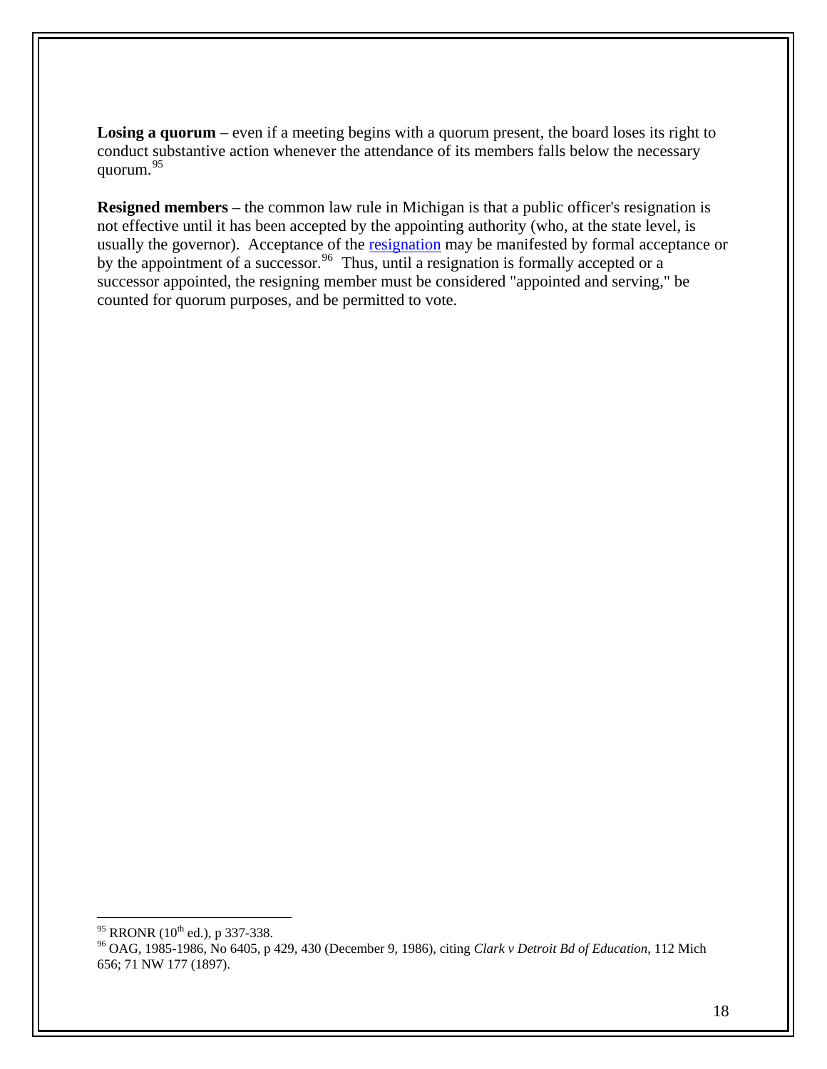**Losing a quorum** – even if a meeting begins with a quorum present, the board loses its right to conduct substantive action whenever the attendance of its members falls below the necessary quorum.[95]

**Resigned members** – the common law rule in Michigan is that a public officer's resignation is not effective until it has been accepted by the appointing authority (who, at the state level, is usually the governor). Acceptance of the resignation may be manifested by formal acceptance or by the appointment of a successor.[96] Thus, until a resignation is formally accepted or a successor appointed, the resigning member must be considered "appointed and serving," be counted for quorum purposes, and be permitted to vote.

---

[95] RRONR (10th ed.), p 337-338.

[96] OAG, 1985-1986, No 6405, p 429, 430 (December 9, 1986), citing *Clark v Detroit Bd of Education*, 112 Mich 656; 71 NW 177 (1897).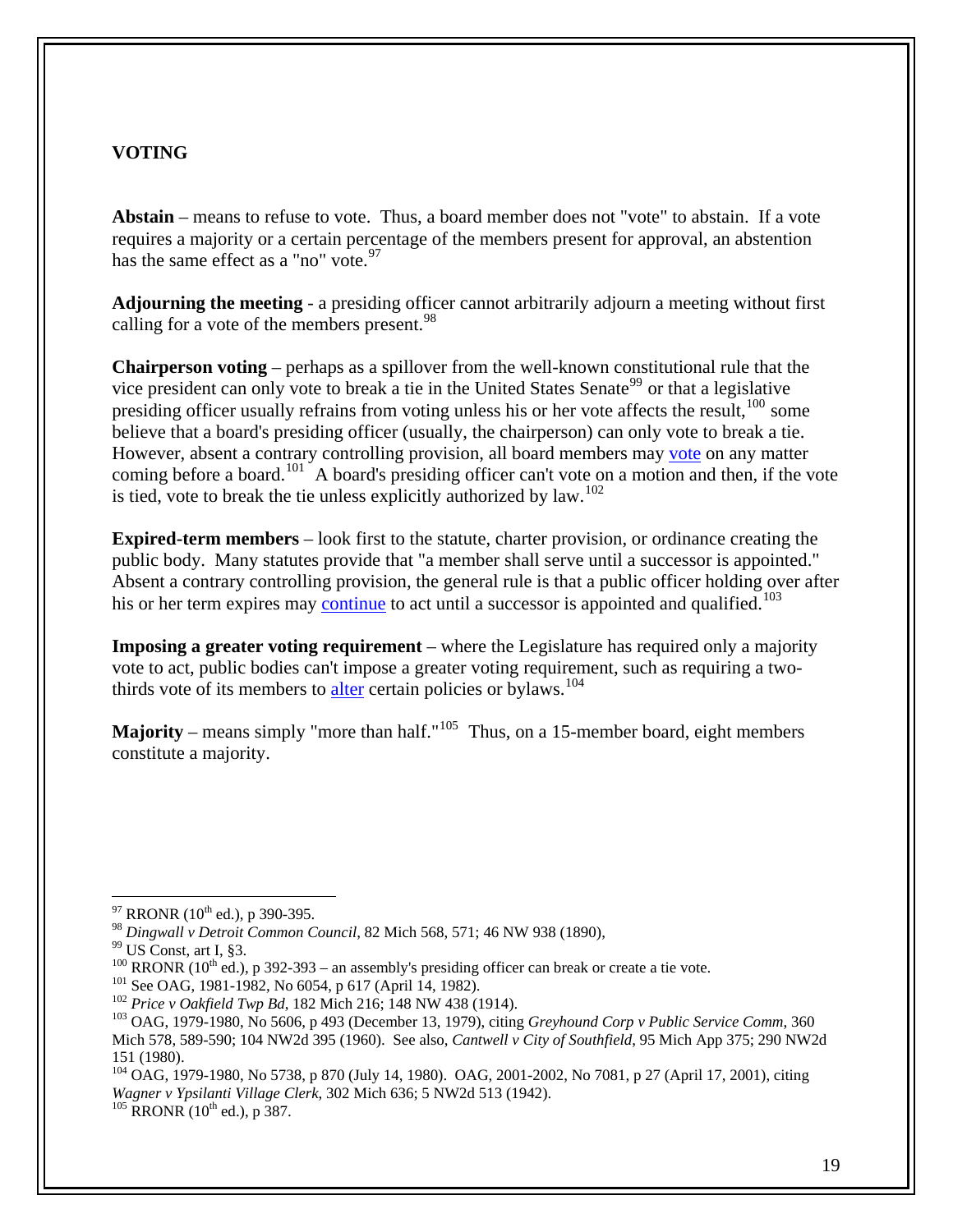## VOTING

**Abstain** – means to refuse to vote. Thus, a board member does not "vote" to abstain. If a vote requires a majority or a certain percentage of the members present for approval, an abstention has the same effect as a "no" vote.[97]

**Adjourning the meeting** - a presiding officer cannot arbitrarily adjourn a meeting without first calling for a vote of the members present.[98]

**Chairperson voting** – perhaps as a spillover from the well-known constitutional rule that the vice president can only vote to break a tie in the United States Senate[99] or that a legislative presiding officer usually refrains from voting unless his or her vote affects the result,[100] some believe that a board's presiding officer (usually, the chairperson) can only vote to break a tie. However, absent a contrary controlling provision, all board members may vote on any matter coming before a board.[101] A board's presiding officer can't vote on a motion and then, if the vote is tied, vote to break the tie unless explicitly authorized by law.[102]

**Expired-term members** – look first to the statute, charter provision, or ordinance creating the public body. Many statutes provide that "a member shall serve until a successor is appointed." Absent a contrary controlling provision, the general rule is that a public officer holding over after his or her term expires may continue to act until a successor is appointed and qualified.[103]

**Imposing a greater voting requirement** – where the Legislature has required only a majority vote to act, public bodies can't impose a greater voting requirement, such as requiring a two-thirds vote of its members to alter certain policies or bylaws.[104]

**Majority** – means simply "more than half."[105] Thus, on a 15-member board, eight members constitute a majority.

---

[97] RRONR (10th ed.), p 390-395.

[98] *Dingwall v Detroit Common Council*, 82 Mich 568, 571; 46 NW 938 (1890),

[99] US Const, art I, §3.

[100] RRONR (10th ed.), p 392-393 – an assembly's presiding officer can break or create a tie vote.

[101] See OAG, 1981-1982, No 6054, p 617 (April 14, 1982).

[102] *Price v Oakfield Twp Bd*, 182 Mich 216; 148 NW 438 (1914).

[103] OAG, 1979-1980, No 5606, p 493 (December 13, 1979), citing *Greyhound Corp v Public Service Comm*, 360 Mich 578, 589-590; 104 NW2d 395 (1960). See also, *Cantwell v City of Southfield*, 95 Mich App 375; 290 NW2d 151 (1980).

[104] OAG, 1979-1980, No 5738, p 870 (July 14, 1980). OAG, 2001-2002, No 7081, p 27 (April 17, 2001), citing *Wagner v Ypsilanti Village Clerk*, 302 Mich 636; 5 NW2d 513 (1942).

[105] RRONR (10th ed.), p 387.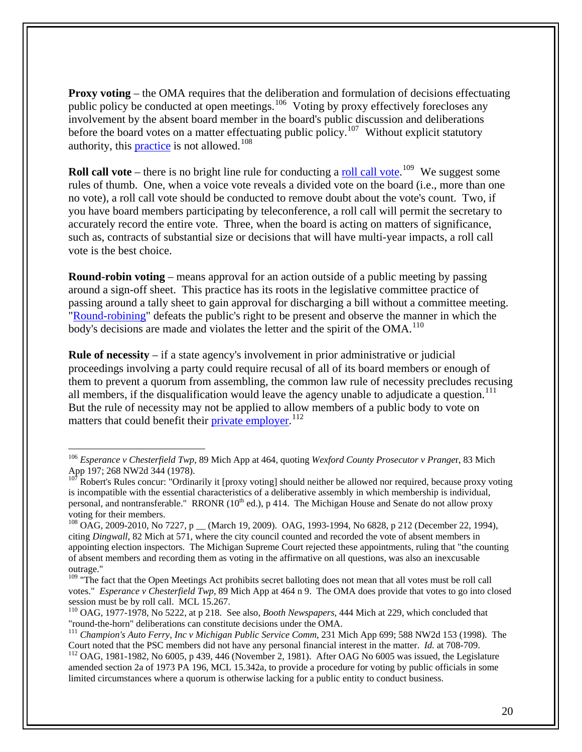**Proxy voting** – the OMA requires that the deliberation and formulation of decisions effectuating public policy be conducted at open meetings.[106] Voting by proxy effectively forecloses any involvement by the absent board member in the board's public discussion and deliberations before the board votes on a matter effectuating public policy.[107] Without explicit statutory authority, this practice is not allowed.[108]

**Roll call vote** – there is no bright line rule for conducting a roll call vote.[109] We suggest some rules of thumb. One, when a voice vote reveals a divided vote on the board (i.e., more than one no vote), a roll call vote should be conducted to remove doubt about the vote's count. Two, if you have board members participating by teleconference, a roll call will permit the secretary to accurately record the entire vote. Three, when the board is acting on matters of significance, such as, contracts of substantial size or decisions that will have multi-year impacts, a roll call vote is the best choice.

**Round-robin voting** – means approval for an action outside of a public meeting by passing around a sign-off sheet. This practice has its roots in the legislative committee practice of passing around a tally sheet to gain approval for discharging a bill without a committee meeting. "Round-robining" defeats the public's right to be present and observe the manner in which the body's decisions are made and violates the letter and the spirit of the OMA.[110]

**Rule of necessity** – if a state agency's involvement in prior administrative or judicial proceedings involving a party could require recusal of all of its board members or enough of them to prevent a quorum from assembling, the common law rule of necessity precludes recusing all members, if the disqualification would leave the agency unable to adjudicate a question.[111] But the rule of necessity may not be applied to allow members of a public body to vote on matters that could benefit their private employer.[112]

---

[106] *Esperance v Chesterfield Twp*, 89 Mich App at 464, quoting *Wexford County Prosecutor v Pranger*, 83 Mich App 197; 268 NW2d 344 (1978).

[107] Robert's Rules concur: "Ordinarily it [proxy voting] should neither be allowed nor required, because proxy voting is incompatible with the essential characteristics of a deliberative assembly in which membership is individual, personal, and nontransferable." RRONR (10th ed.), p 414. The Michigan House and Senate do not allow proxy voting for their members.

[108] OAG, 2009-2010, No 7227, p __ (March 19, 2009). OAG, 1993-1994, No 6828, p 212 (December 22, 1994), citing *Dingwall*, 82 Mich at 571, where the city council counted and recorded the vote of absent members in appointing election inspectors. The Michigan Supreme Court rejected these appointments, ruling that "the counting of absent members and recording them as voting in the affirmative on all questions, was also an inexcusable outrage."

[109] "The fact that the Open Meetings Act prohibits secret balloting does not mean that all votes must be roll call votes." *Esperance v Chesterfield Twp*, 89 Mich App at 464 n 9. The OMA does provide that votes to go into closed session must be by roll call. MCL 15.267.

[110] OAG, 1977-1978, No 5222, at p 218. See also, *Booth Newspapers*, 444 Mich at 229, which concluded that "round-the-horn" deliberations can constitute decisions under the OMA.

[111] *Champion's Auto Ferry, Inc v Michigan Public Service Comm*, 231 Mich App 699; 588 NW2d 153 (1998). The Court noted that the PSC members did not have any personal financial interest in the matter. *Id.* at 708-709.

[112] OAG, 1981-1982, No 6005, p 439, 446 (November 2, 1981). After OAG No 6005 was issued, the Legislature amended section 2a of 1973 PA 196, MCL 15.342a, to provide a procedure for voting by public officials in some limited circumstances where a quorum is otherwise lacking for a public entity to conduct business.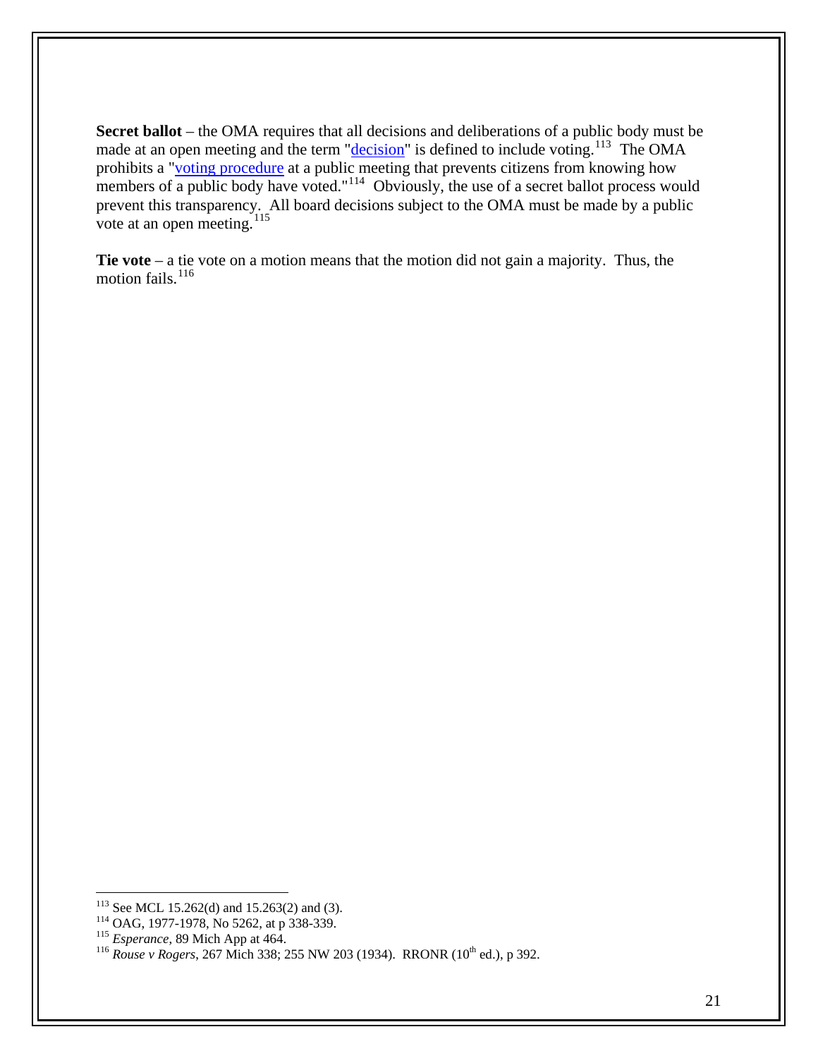**Secret ballot** – the OMA requires that all decisions and deliberations of a public body must be made at an open meeting and the term "decision" is defined to include voting.[113] The OMA prohibits a "voting procedure at a public meeting that prevents citizens from knowing how members of a public body have voted."[114] Obviously, the use of a secret ballot process would prevent this transparency. All board decisions subject to the OMA must be made by a public vote at an open meeting.[115]

**Tie vote** – a tie vote on a motion means that the motion did not gain a majority. Thus, the motion fails.[116]

---

[113] See MCL 15.262(d) and 15.263(2) and (3).

[114] OAG, 1977-1978, No 5262, at p 338-339.

[115] *Esperance*, 89 Mich App at 464.

[116] *Rouse v Rogers*, 267 Mich 338; 255 NW 203 (1934). RRONR (10th ed.), p 392.